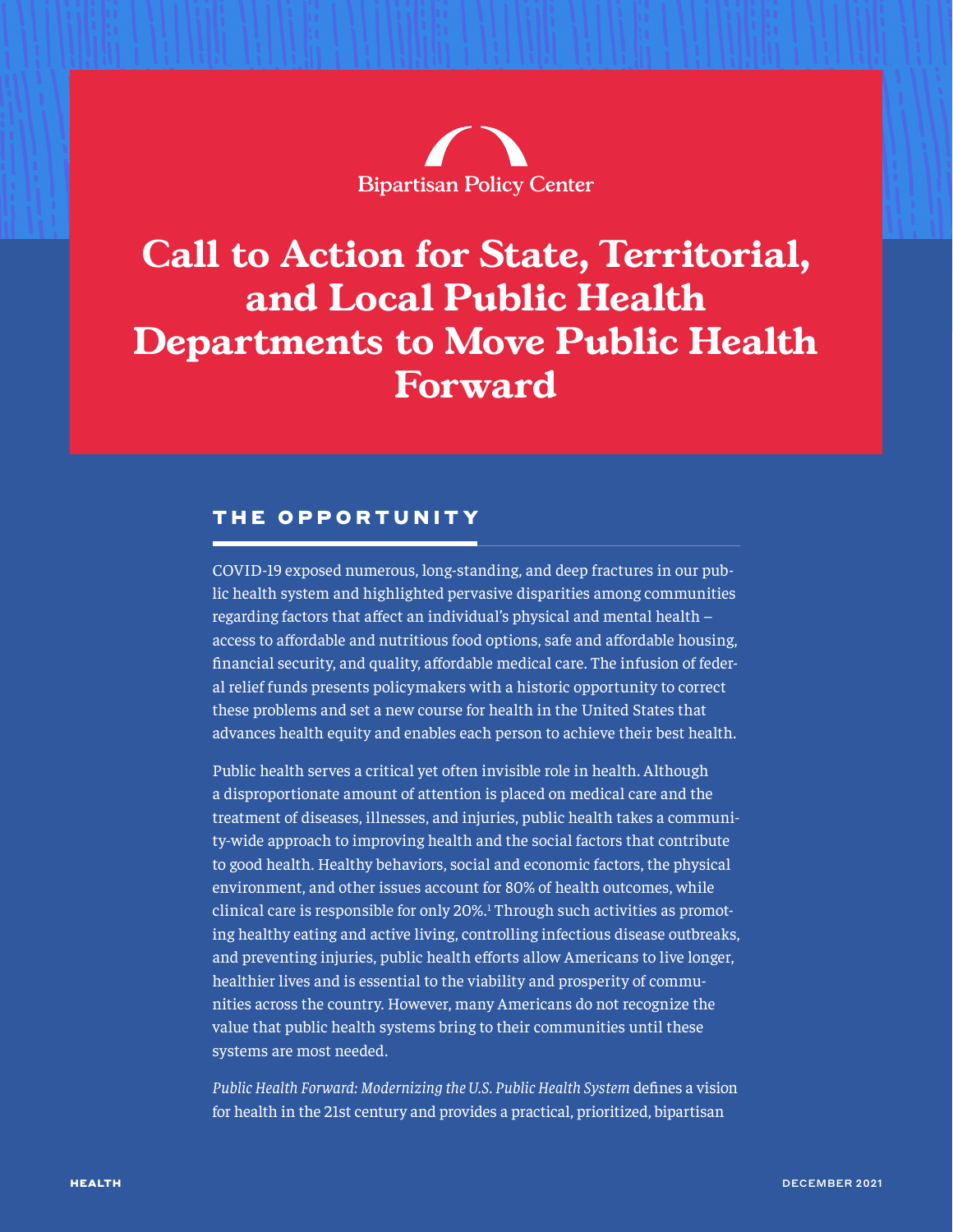Bipartisan Policy Center

# Call to Action for State, Territorial, and Local Public Health Departments to Move Public Health Forward

## THE OPPORTUNITY

COVID-19 exposed numerous, long-standing, and deep fractures in our public health system and highlighted pervasive disparities among communities regarding factors that affect an individual's physical and mental health – access to affordable and nutritious food options, safe and affordable housing, financial security, and quality, affordable medical care. The infusion of federal relief funds presents policymakers with a historic opportunity to correct these problems and set a new course for health in the United States that advances health equity and enables each person to achieve their best health.

Public health serves a critical yet often invisible role in health. Although a disproportionate amount of attention is placed on medical care and the treatment of diseases, illnesses, and injuries, public health takes a community-wide approach to improving health and the social factors that contribute to good health. Healthy behaviors, social and economic factors, the physical environment, and other issues account for 80% of health outcomes, while clinical care is responsible for only 20%.[1] Through such activities as promoting healthy eating and active living, controlling infectious disease outbreaks, and preventing injuries, public health efforts allow Americans to live longer, healthier lives and is essential to the viability and prosperity of communities across the country. However, many Americans do not recognize the value that public health systems bring to their communities until these systems are most needed.

*Public Health Forward: Modernizing the U.S. Public Health System* defines a vision for health in the 21st century and provides a practical, prioritized, bipartisan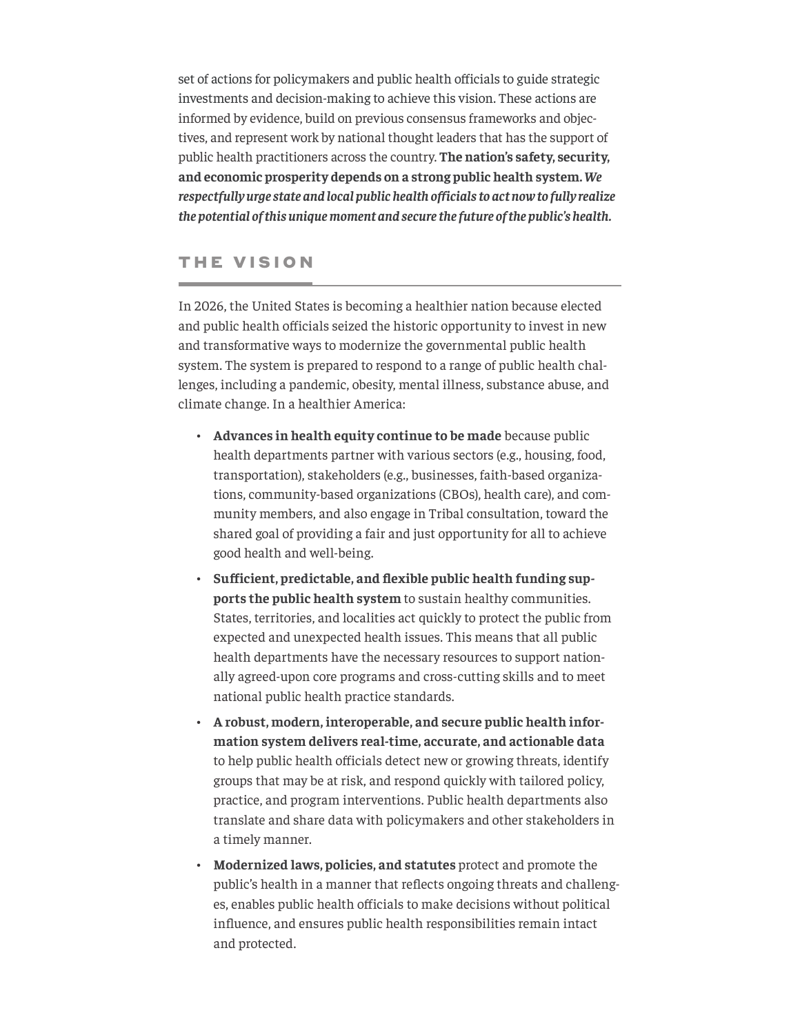set of actions for policymakers and public health officials to guide strategic investments and decision-making to achieve this vision. These actions are informed by evidence, build on previous consensus frameworks and objectives, and represent work by national thought leaders that has the support of public health practitioners across the country. **The nation's safety, security, and economic prosperity depends on a strong public health system.** ***We respectfully urge state and local public health officials to act now to fully realize the potential of this unique moment and secure the future of the public's health.***

## THE VISION

In 2026, the United States is becoming a healthier nation because elected and public health officials seized the historic opportunity to invest in new and transformative ways to modernize the governmental public health system. The system is prepared to respond to a range of public health challenges, including a pandemic, obesity, mental illness, substance abuse, and climate change. In a healthier America:

- **Advances in health equity continue to be made** because public health departments partner with various sectors (e.g., housing, food, transportation), stakeholders (e.g., businesses, faith-based organizations, community-based organizations (CBOs), health care), and community members, and also engage in Tribal consultation, toward the shared goal of providing a fair and just opportunity for all to achieve good health and well-being.
- **Sufficient, predictable, and flexible public health funding supports the public health system** to sustain healthy communities. States, territories, and localities act quickly to protect the public from expected and unexpected health issues. This means that all public health departments have the necessary resources to support nationally agreed-upon core programs and cross-cutting skills and to meet national public health practice standards.
- **A robust, modern, interoperable, and secure public health information system delivers real-time, accurate, and actionable data** to help public health officials detect new or growing threats, identify groups that may be at risk, and respond quickly with tailored policy, practice, and program interventions. Public health departments also translate and share data with policymakers and other stakeholders in a timely manner.
- **Modernized laws, policies, and statutes** protect and promote the public's health in a manner that reflects ongoing threats and challenges, enables public health officials to make decisions without political influence, and ensures public health responsibilities remain intact and protected.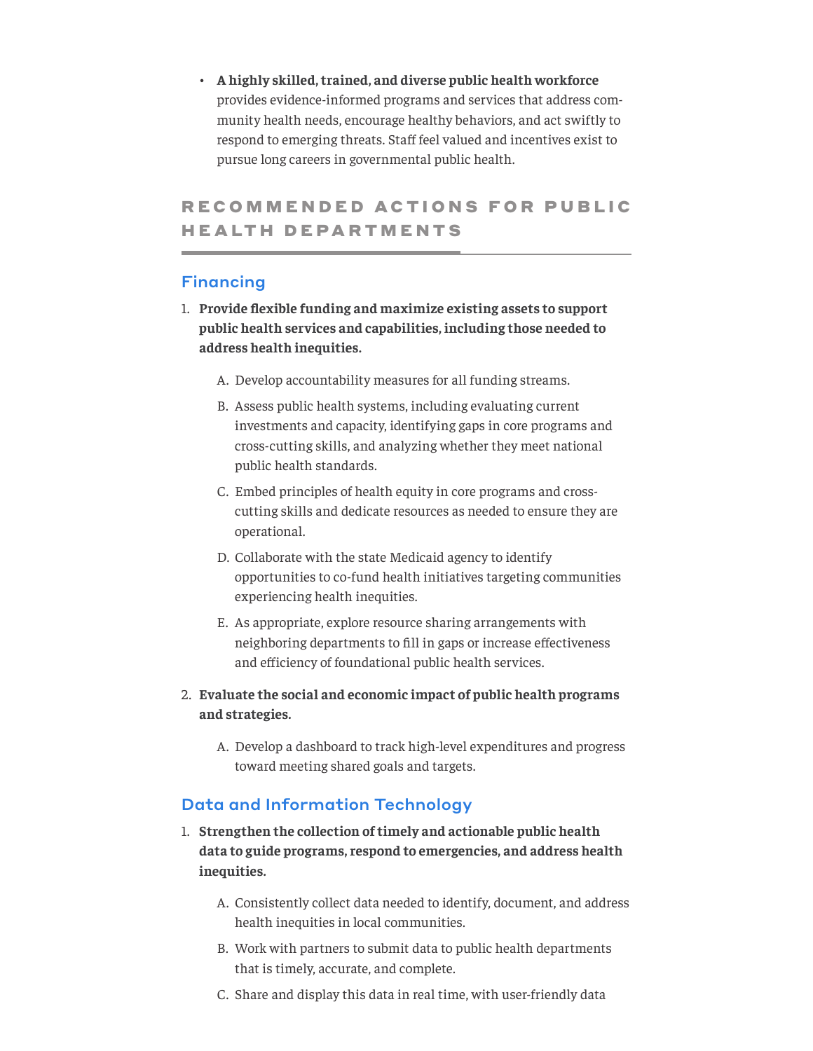- **A highly skilled, trained, and diverse public health workforce** provides evidence-informed programs and services that address community health needs, encourage healthy behaviors, and act swiftly to respond to emerging threats. Staff feel valued and incentives exist to pursue long careers in governmental public health.

## RECOMMENDED ACTIONS FOR PUBLIC HEALTH DEPARTMENTS

### Financing

1. **Provide flexible funding and maximize existing assets to support public health services and capabilities, including those needed to address health inequities.**

   A. Develop accountability measures for all funding streams.

   B. Assess public health systems, including evaluating current investments and capacity, identifying gaps in core programs and cross-cutting skills, and analyzing whether they meet national public health standards.

   C. Embed principles of health equity in core programs and cross-cutting skills and dedicate resources as needed to ensure they are operational.

   D. Collaborate with the state Medicaid agency to identify opportunities to co-fund health initiatives targeting communities experiencing health inequities.

   E. As appropriate, explore resource sharing arrangements with neighboring departments to fill in gaps or increase effectiveness and efficiency of foundational public health services.

2. **Evaluate the social and economic impact of public health programs and strategies.**

   A. Develop a dashboard to track high-level expenditures and progress toward meeting shared goals and targets.

### Data and Information Technology

1. **Strengthen the collection of timely and actionable public health data to guide programs, respond to emergencies, and address health inequities.**

   A. Consistently collect data needed to identify, document, and address health inequities in local communities.

   B. Work with partners to submit data to public health departments that is timely, accurate, and complete.

   C. Share and display this data in real time, with user-friendly data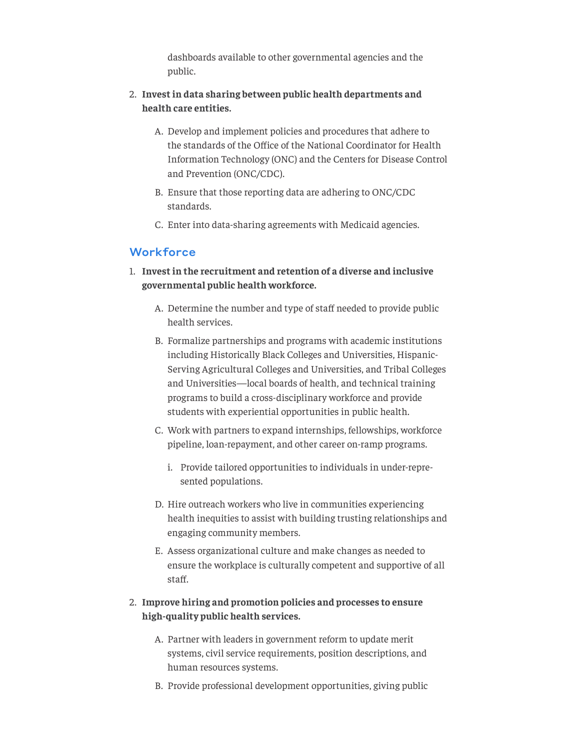dashboards available to other governmental agencies and the public.

2. **Invest in data sharing between public health departments and health care entities.**

   A. Develop and implement policies and procedures that adhere to the standards of the Office of the National Coordinator for Health Information Technology (ONC) and the Centers for Disease Control and Prevention (ONC/CDC).

   B. Ensure that those reporting data are adhering to ONC/CDC standards.

   C. Enter into data-sharing agreements with Medicaid agencies.

## Workforce

1. **Invest in the recruitment and retention of a diverse and inclusive governmental public health workforce.**

   A. Determine the number and type of staff needed to provide public health services.

   B. Formalize partnerships and programs with academic institutions including Historically Black Colleges and Universities, Hispanic-Serving Agricultural Colleges and Universities, and Tribal Colleges and Universities—local boards of health, and technical training programs to build a cross-disciplinary workforce and provide students with experiential opportunities in public health.

   C. Work with partners to expand internships, fellowships, workforce pipeline, loan-repayment, and other career on-ramp programs.

      i. Provide tailored opportunities to individuals in under-represented populations.

   D. Hire outreach workers who live in communities experiencing health inequities to assist with building trusting relationships and engaging community members.

   E. Assess organizational culture and make changes as needed to ensure the workplace is culturally competent and supportive of all staff.

2. **Improve hiring and promotion policies and processes to ensure high-quality public health services.**

   A. Partner with leaders in government reform to update merit systems, civil service requirements, position descriptions, and human resources systems.

   B. Provide professional development opportunities, giving public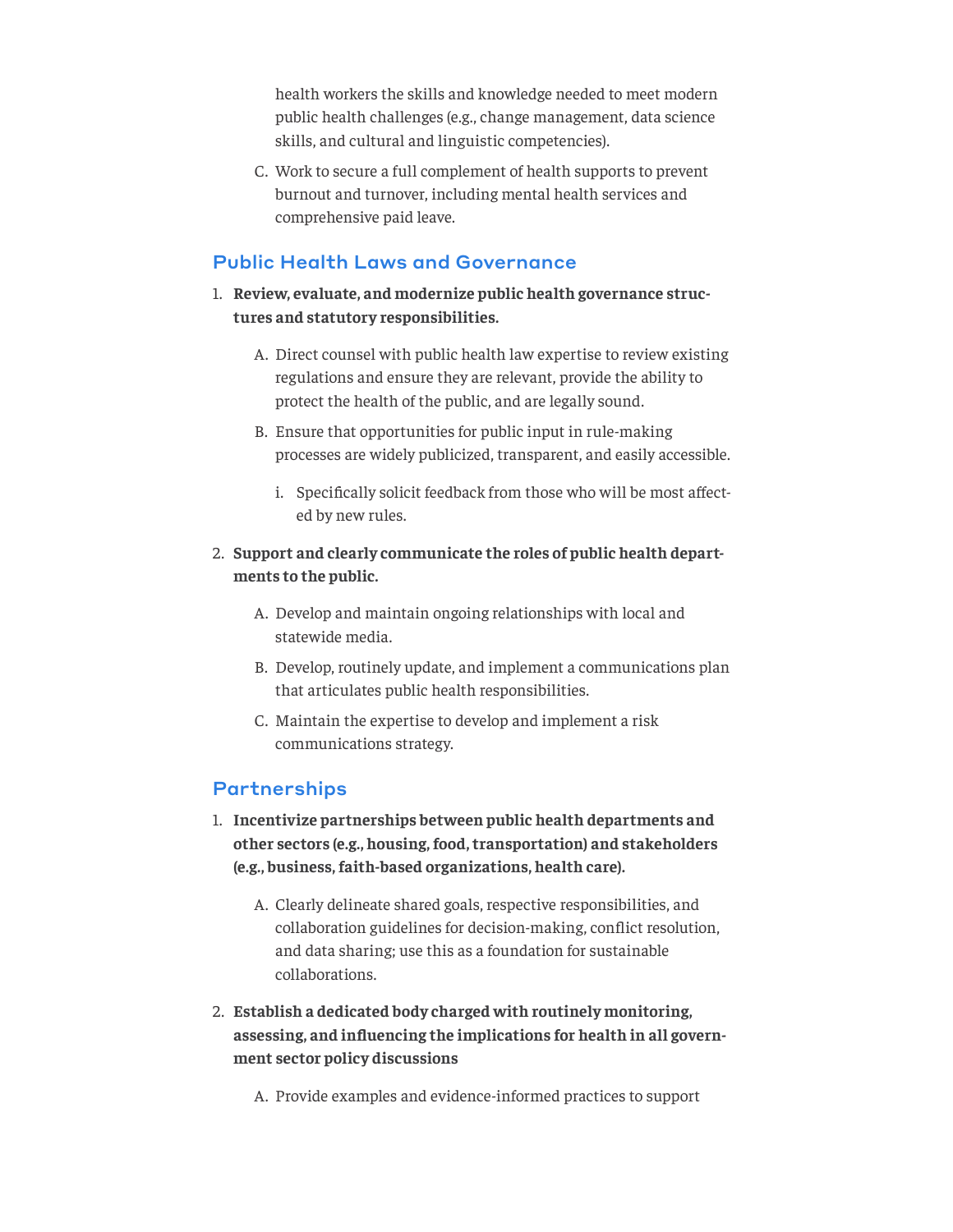health workers the skills and knowledge needed to meet modern public health challenges (e.g., change management, data science skills, and cultural and linguistic competencies).

   C. Work to secure a full complement of health supports to prevent burnout and turnover, including mental health services and comprehensive paid leave.

## Public Health Laws and Governance

1. **Review, evaluate, and modernize public health governance structures and statutory responsibilities.**

   A. Direct counsel with public health law expertise to review existing regulations and ensure they are relevant, provide the ability to protect the health of the public, and are legally sound.

   B. Ensure that opportunities for public input in rule-making processes are widely publicized, transparent, and easily accessible.

      i. Specifically solicit feedback from those who will be most affected by new rules.

2. **Support and clearly communicate the roles of public health departments to the public.**

   A. Develop and maintain ongoing relationships with local and statewide media.

   B. Develop, routinely update, and implement a communications plan that articulates public health responsibilities.

   C. Maintain the expertise to develop and implement a risk communications strategy.

## Partnerships

1. **Incentivize partnerships between public health departments and other sectors (e.g., housing, food, transportation) and stakeholders (e.g., business, faith-based organizations, health care).**

   A. Clearly delineate shared goals, respective responsibilities, and collaboration guidelines for decision-making, conflict resolution, and data sharing; use this as a foundation for sustainable collaborations.

2. **Establish a dedicated body charged with routinely monitoring, assessing, and influencing the implications for health in all government sector policy discussions**

   A. Provide examples and evidence-informed practices to support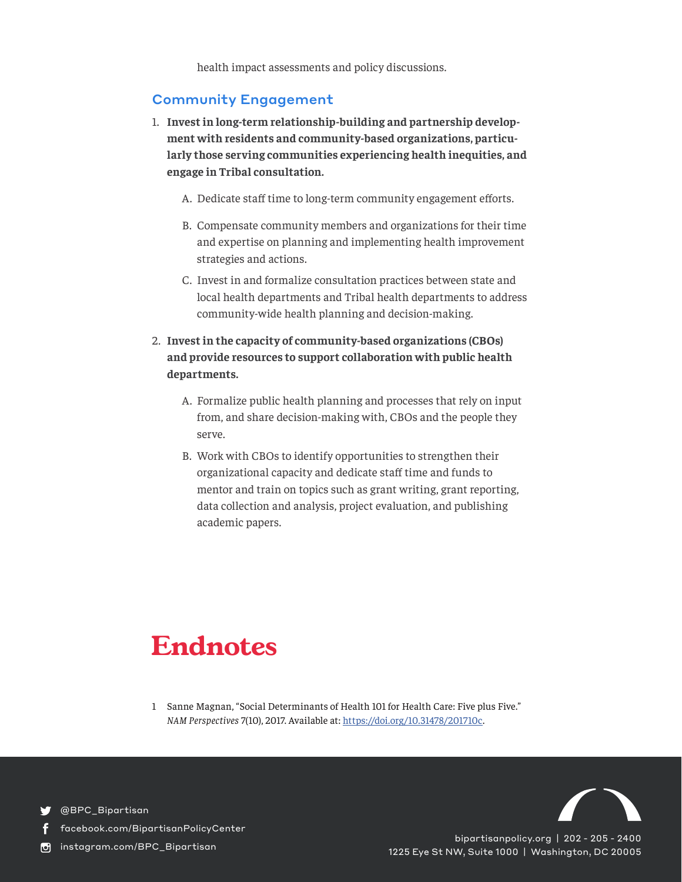health impact assessments and policy discussions.

### Community Engagement

1. **Invest in long-term relationship-building and partnership development with residents and community-based organizations, particularly those serving communities experiencing health inequities, and engage in Tribal consultation.**

   A. Dedicate staff time to long-term community engagement efforts.

   B. Compensate community members and organizations for their time and expertise on planning and implementing health improvement strategies and actions.

   C. Invest in and formalize consultation practices between state and local health departments and Tribal health departments to address community-wide health planning and decision-making.

2. **Invest in the capacity of community-based organizations (CBOs) and provide resources to support collaboration with public health departments.**

   A. Formalize public health planning and processes that rely on input from, and share decision-making with, CBOs and the people they serve.

   B. Work with CBOs to identify opportunities to strengthen their organizational capacity and dedicate staff time and funds to mentor and train on topics such as grant writing, grant reporting, data collection and analysis, project evaluation, and publishing academic papers.

# Endnotes

1 Sanne Magnan, "Social Determinants of Health 101 for Health Care: Five plus Five." *NAM Perspectives* 7(10), 2017. Available at: https://doi.org/10.31478/201710c.

@BPC_Bipartisan
facebook.com/BipartisanPolicyCenter
instagram.com/BPC_Bipartisan

bipartisanpolicy.org | 202 - 205 - 2400
1225 Eye St NW, Suite 1000 | Washington, DC 20005